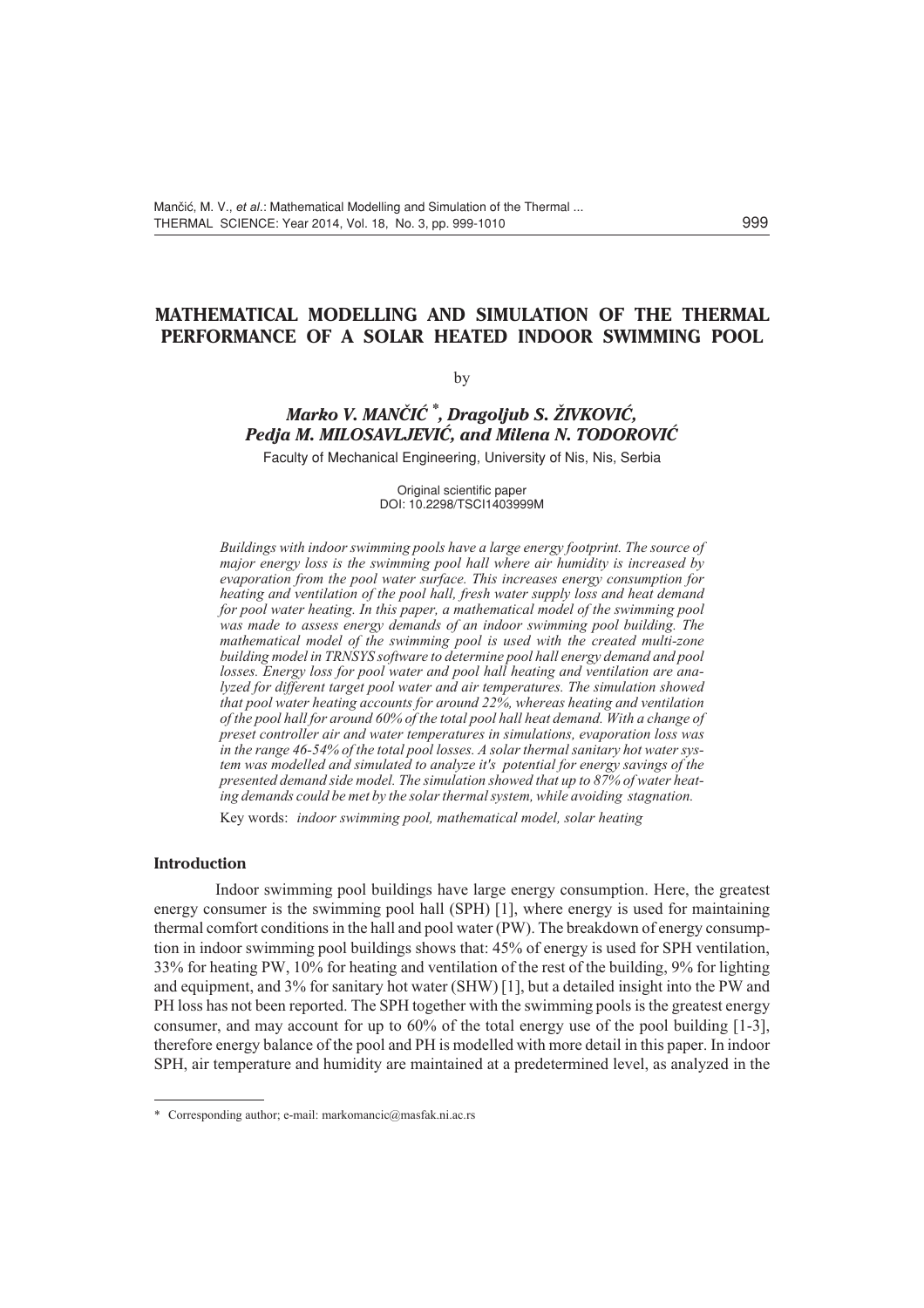# MATHEMATICAL MODELLING AND SIMULATION OF THE THERMAL PERFORMANCE OF A SOLAR HEATED INDOOR SWIMMING POOL

by

***Marko V. MANČIĆ* \*, Dragoljub S. ŽIVKOVIĆ, Pedja M. MILOSAVLJEVIĆ, and Milena N. TODOROVIĆ***

Faculty of Mechanical Engineering, University of Nis, Nis, Serbia

Original scientific paper
DOI: 10.2298/TSCI1403999M

*Buildings with indoor swimming pools have a large energy footprint. The source of major energy loss is the swimming pool hall where air humidity is increased by evaporation from the pool water surface. This increases energy consumption for heating and ventilation of the pool hall, fresh water supply loss and heat demand for pool water heating. In this paper, a mathematical model of the swimming pool was made to assess energy demands of an indoor swimming pool building. The mathematical model of the swimming pool is used with the created multi-zone building model in TRNSYS software to determine pool hall energy demand and pool losses. Energy loss for pool water and pool hall heating and ventilation are analyzed for different target pool water and air temperatures. The simulation showed that pool water heating accounts for around 22%, whereas heating and ventilation of the pool hall for around 60% of the total pool hall heat demand. With a change of preset controller air and water temperatures in simulations, evaporation loss was in the range 46-54% of the total pool losses. A solar thermal sanitary hot water system was modelled and simulated to analyze it's potential for energy savings of the presented demand side model. The simulation showed that up to 87% of water heating demands could be met by the solar thermal system, while avoiding stagnation.*

Key words: *indoor swimming pool, mathematical model, solar heating*

## Introduction

Indoor swimming pool buildings have large energy consumption. Here, the greatest energy consumer is the swimming pool hall (SPH) [1], where energy is used for maintaining thermal comfort conditions in the hall and pool water (PW). The breakdown of energy consumption in indoor swimming pool buildings shows that: 45% of energy is used for SPH ventilation, 33% for heating PW, 10% for heating and ventilation of the rest of the building, 9% for lighting and equipment, and 3% for sanitary hot water (SHW) [1], but a detailed insight into the PW and PH loss has not been reported. The SPH together with the swimming pools is the greatest energy consumer, and may account for up to 60% of the total energy use of the pool building [1-3], therefore energy balance of the pool and PH is modelled with more detail in this paper. In indoor SPH, air temperature and humidity are maintained at a predetermined level, as analyzed in the

---

\* Corresponding author; e-mail: markomancic@masfak.ni.ac.rs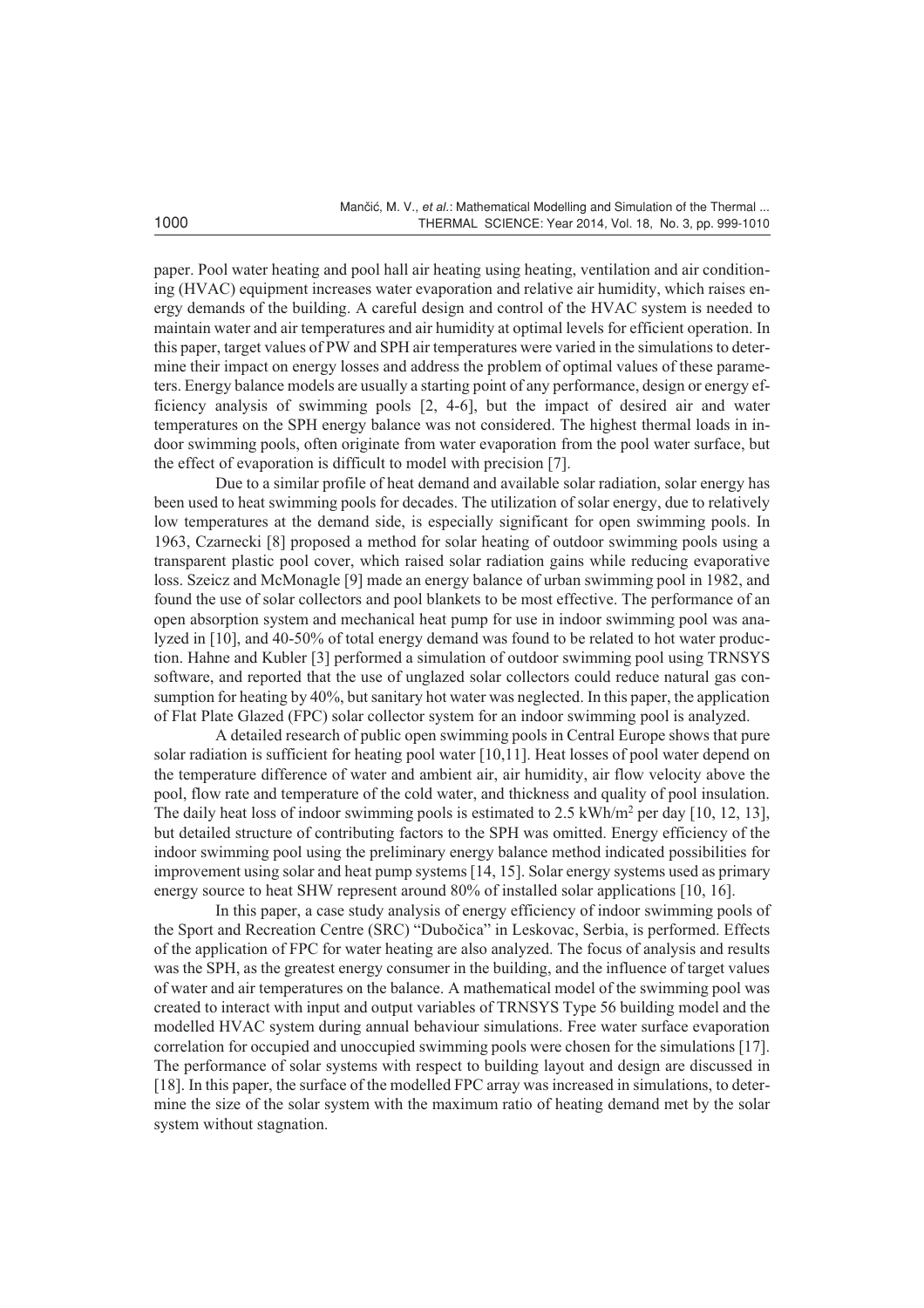paper. Pool water heating and pool hall air heating using heating, ventilation and air conditioning (HVAC) equipment increases water evaporation and relative air humidity, which raises energy demands of the building. A careful design and control of the HVAC system is needed to maintain water and air temperatures and air humidity at optimal levels for efficient operation. In this paper, target values of PW and SPH air temperatures were varied in the simulations to determine their impact on energy losses and address the problem of optimal values of these parameters. Energy balance models are usually a starting point of any performance, design or energy efficiency analysis of swimming pools [2, 4-6], but the impact of desired air and water temperatures on the SPH energy balance was not considered. The highest thermal loads in indoor swimming pools, often originate from water evaporation from the pool water surface, but the effect of evaporation is difficult to model with precision [7].

Due to a similar profile of heat demand and available solar radiation, solar energy has been used to heat swimming pools for decades. The utilization of solar energy, due to relatively low temperatures at the demand side, is especially significant for open swimming pools. In 1963, Czarnecki [8] proposed a method for solar heating of outdoor swimming pools using a transparent plastic pool cover, which raised solar radiation gains while reducing evaporative loss. Szeicz and McMonagle [9] made an energy balance of urban swimming pool in 1982, and found the use of solar collectors and pool blankets to be most effective. The performance of an open absorption system and mechanical heat pump for use in indoor swimming pool was analyzed in [10], and 40-50% of total energy demand was found to be related to hot water production. Hahne and Kubler [3] performed a simulation of outdoor swimming pool using TRNSYS software, and reported that the use of unglazed solar collectors could reduce natural gas consumption for heating by 40%, but sanitary hot water was neglected. In this paper, the application of Flat Plate Glazed (FPC) solar collector system for an indoor swimming pool is analyzed.

A detailed research of public open swimming pools in Central Europe shows that pure solar radiation is sufficient for heating pool water [10,11]. Heat losses of pool water depend on the temperature difference of water and ambient air, air humidity, air flow velocity above the pool, flow rate and temperature of the cold water, and thickness and quality of pool insulation. The daily heat loss of indoor swimming pools is estimated to 2.5 kWh/m$^2$ per day [10, 12, 13], but detailed structure of contributing factors to the SPH was omitted. Energy efficiency of the indoor swimming pool using the preliminary energy balance method indicated possibilities for improvement using solar and heat pump systems [14, 15]. Solar energy systems used as primary energy source to heat SHW represent around 80% of installed solar applications [10, 16].

In this paper, a case study analysis of energy efficiency of indoor swimming pools of the Sport and Recreation Centre (SRC) "Dubočica" in Leskovac, Serbia, is performed. Effects of the application of FPC for water heating are also analyzed. The focus of analysis and results was the SPH, as the greatest energy consumer in the building, and the influence of target values of water and air temperatures on the balance. A mathematical model of the swimming pool was created to interact with input and output variables of TRNSYS Type 56 building model and the modelled HVAC system during annual behaviour simulations. Free water surface evaporation correlation for occupied and unoccupied swimming pools were chosen for the simulations [17]. The performance of solar systems with respect to building layout and design are discussed in [18]. In this paper, the surface of the modelled FPC array was increased in simulations, to determine the size of the solar system with the maximum ratio of heating demand met by the solar system without stagnation.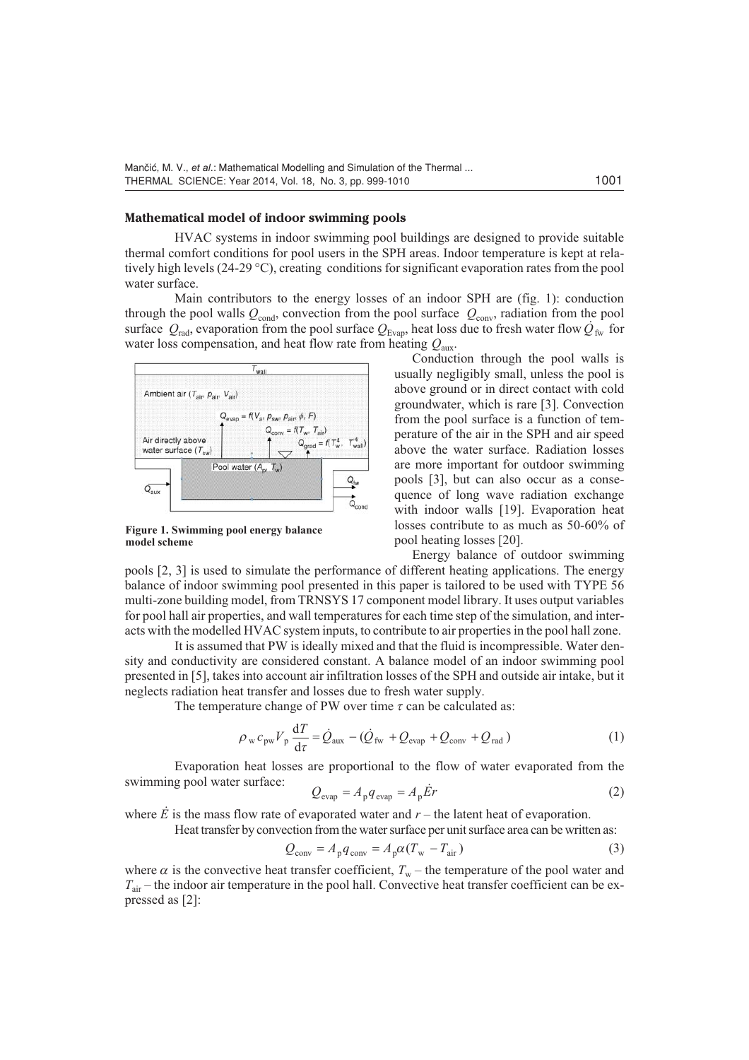### Mathematical model of indoor swimming pools

HVAC systems in indoor swimming pool buildings are designed to provide suitable thermal comfort conditions for pool users in the SPH areas. Indoor temperature is kept at relatively high levels (24-29 °C), creating conditions for significant evaporation rates from the pool water surface.

Main contributors to the energy losses of an indoor SPH are (fig. 1): conduction through the pool walls $Q_{\text{cond}}$, convection from the pool surface $Q_{\text{conv}}$, radiation from the pool surface $Q_{\text{rad}}$, evaporation from the pool surface $Q_{\text{Evap}}$, heat loss due to fresh water flow $\dot{Q}_{\text{fw}}$ for water loss compensation, and heat flow rate from heating $Q_{\text{aux}}$.

Figure 1. Swimming pool energy balance model scheme

Conduction through the pool walls is usually negligibly small, unless the pool is above ground or in direct contact with cold groundwater, which is rare [3]. Convection from the pool surface is a function of temperature of the air in the SPH and air speed above the water surface. Radiation losses are more important for outdoor swimming pools [3], but can also occur as a consequence of long wave radiation exchange with indoor walls [19]. Evaporation heat losses contribute to as much as 50-60% of pool heating losses [20].

Energy balance of outdoor swimming pools [2, 3] is used to simulate the performance of different heating applications. The energy balance of indoor swimming pool presented in this paper is tailored to be used with TYPE 56 multi-zone building model, from TRNSYS 17 component model library. It uses output variables for pool hall air properties, and wall temperatures for each time step of the simulation, and interacts with the modelled HVAC system inputs, to contribute to air properties in the pool hall zone.

It is assumed that PW is ideally mixed and that the fluid is incompressible. Water density and conductivity are considered constant. A balance model of an indoor swimming pool presented in [5], takes into account air infiltration losses of the SPH and outside air intake, but it neglects radiation heat transfer and losses due to fresh water supply.

The temperature change of PW over time $\tau$ can be calculated as:

$$\rho_{\text{w}} c_{\text{pw}} V_{\text{p}} \frac{\mathrm{d}T}{\mathrm{d}\tau} = \dot{Q}_{\text{aux}} - (\dot{Q}_{\text{fw}} + Q_{\text{evap}} + Q_{\text{conv}} + Q_{\text{rad}}) \tag{1}$$

Evaporation heat losses are proportional to the flow of water evaporated from the swimming pool water surface:

$$Q_{\text{evap}} = A_{\text{p}} q_{\text{evap}} = A_{\text{p}} \dot{E} r \tag{2}$$

where $\dot{E}$ is the mass flow rate of evaporated water and $r$ – the latent heat of evaporation.

Heat transfer by convection from the water surface per unit surface area can be written as:

$$Q_{\text{conv}} = A_{\text{p}} q_{\text{conv}} = A_{\text{p}} \alpha (T_{\text{w}} - T_{\text{air}}) \tag{3}$$

where $\alpha$ is the convective heat transfer coefficient, $T_{\text{w}}$ – the temperature of the pool water and $T_{\text{air}}$ – the indoor air temperature in the pool hall. Convective heat transfer coefficient can be expressed as [2]: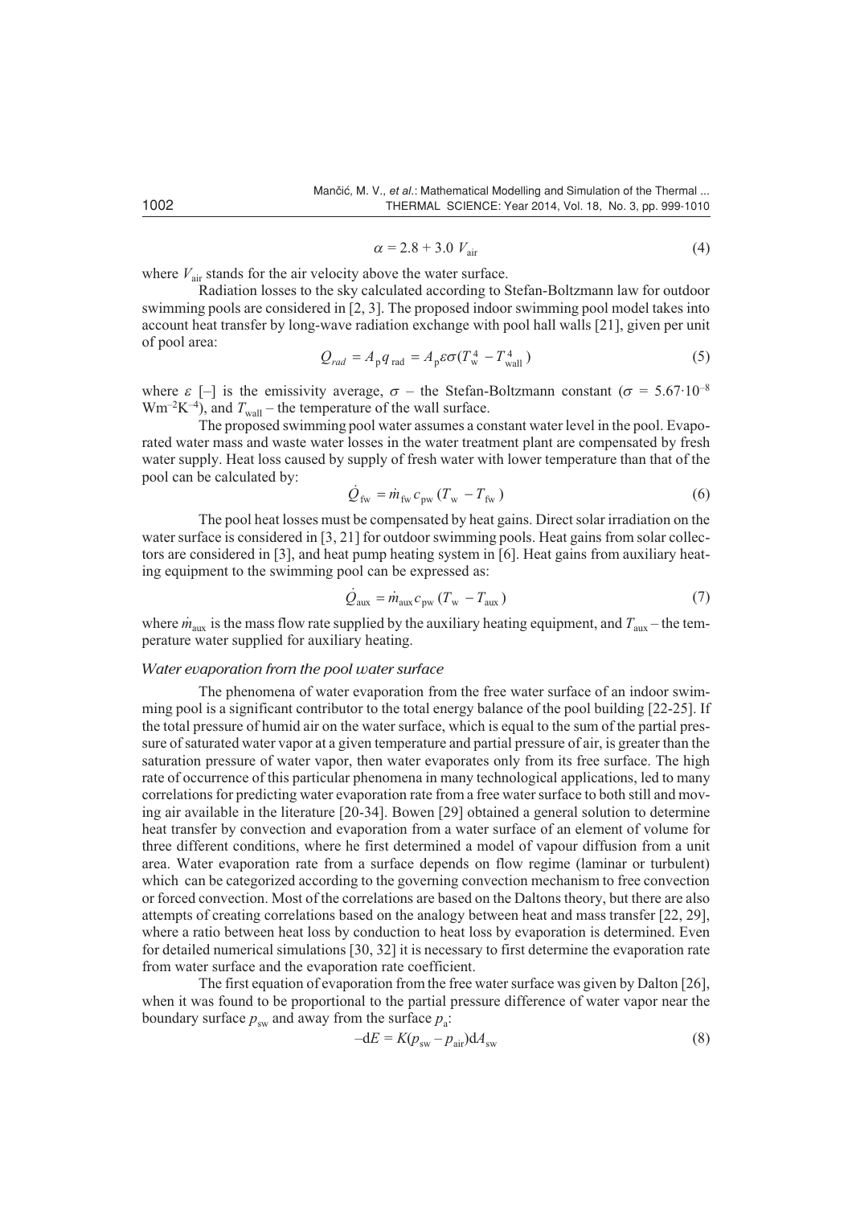$$\alpha = 2.8 + 3.0\,V_{air} \tag{4}$$

where $V_{air}$ stands for the air velocity above the water surface.

Radiation losses to the sky calculated according to Stefan-Boltzmann law for outdoor swimming pools are considered in [2, 3]. The proposed indoor swimming pool model takes into account heat transfer by long-wave radiation exchange with pool hall walls [21], given per unit of pool area:

$$Q_{rad} = A_p q_{rad} = A_p \varepsilon \sigma (T_w^4 - T_{wall}^4) \tag{5}$$

where $\varepsilon$ [–] is the emissivity average, $\sigma$ – the Stefan-Boltzmann constant ($\sigma = 5.67 \cdot 10^{-8}$ $Wm^{-2}K^{-4}$), and $T_{wall}$ – the temperature of the wall surface.

The proposed swimming pool water assumes a constant water level in the pool. Evaporated water mass and waste water losses in the water treatment plant are compensated by fresh water supply. Heat loss caused by supply of fresh water with lower temperature than that of the pool can be calculated by:

$$\dot{Q}_{fw} = \dot{m}_{fw} c_{pw} (T_w - T_{fw}) \tag{6}$$

The pool heat losses must be compensated by heat gains. Direct solar irradiation on the water surface is considered in [3, 21] for outdoor swimming pools. Heat gains from solar collectors are considered in [3], and heat pump heating system in [6]. Heat gains from auxiliary heating equipment to the swimming pool can be expressed as:

$$\dot{Q}_{aux} = \dot{m}_{aux} c_{pw} (T_w - T_{aux}) \tag{7}$$

where $\dot{m}_{aux}$ is the mass flow rate supplied by the auxiliary heating equipment, and $T_{aux}$ – the temperature water supplied for auxiliary heating.

### *Water evaporation from the pool water surface*

The phenomena of water evaporation from the free water surface of an indoor swimming pool is a significant contributor to the total energy balance of the pool building [22-25]. If the total pressure of humid air on the water surface, which is equal to the sum of the partial pressure of saturated water vapor at a given temperature and partial pressure of air, is greater than the saturation pressure of water vapor, then water evaporates only from its free surface. The high rate of occurrence of this particular phenomena in many technological applications, led to many correlations for predicting water evaporation rate from a free water surface to both still and moving air available in the literature [20-34]. Bowen [29] obtained a general solution to determine heat transfer by convection and evaporation from a water surface of an element of volume for three different conditions, where he first determined a model of vapour diffusion from a unit area. Water evaporation rate from a surface depends on flow regime (laminar or turbulent) which can be categorized according to the governing convection mechanism to free convection or forced convection. Most of the correlations are based on the Daltons theory, but there are also attempts of creating correlations based on the analogy between heat and mass transfer [22, 29], where a ratio between heat loss by conduction to heat loss by evaporation is determined. Even for detailed numerical simulations [30, 32] it is necessary to first determine the evaporation rate from water surface and the evaporation rate coefficient.

The first equation of evaporation from the free water surface was given by Dalton [26], when it was found to be proportional to the partial pressure difference of water vapor near the boundary surface $p_{sw}$ and away from the surface $p_a$:

$$-\mathrm{d}E = K(p_{sw} - p_{air})\mathrm{d}A_{sw} \tag{8}$$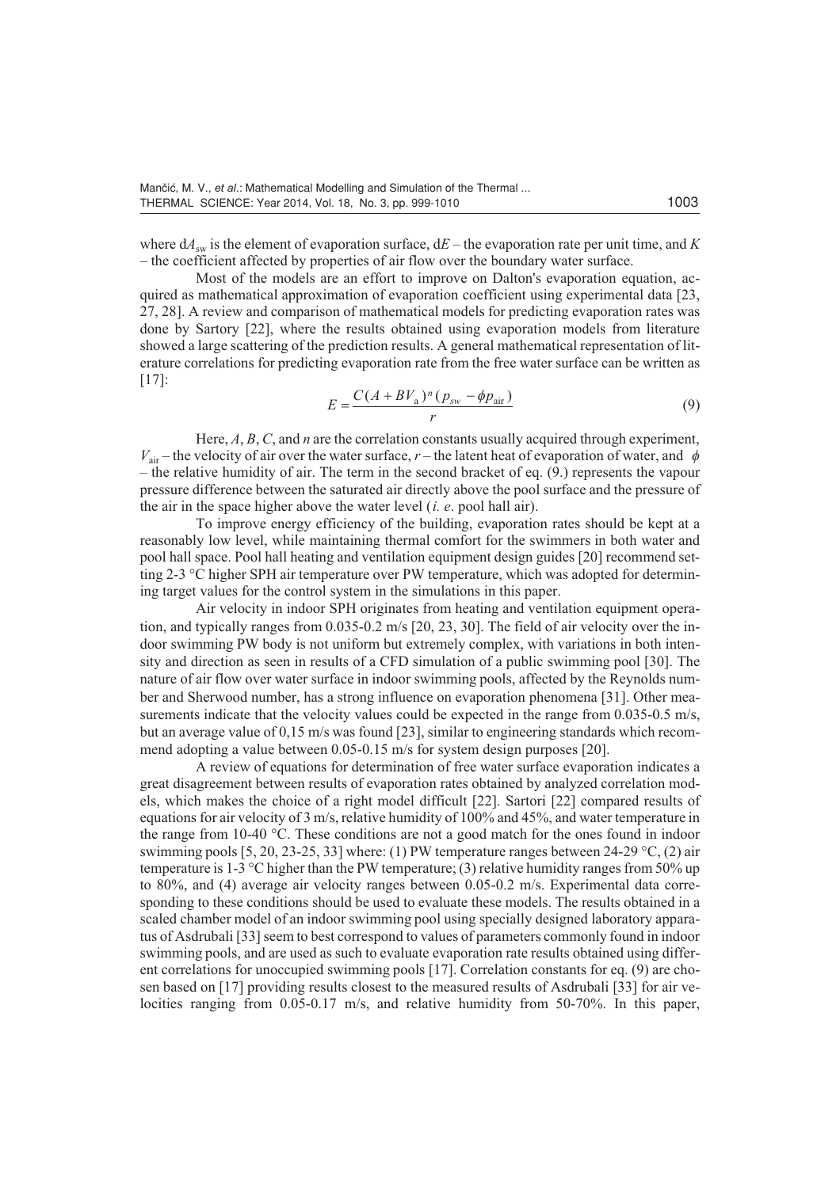where $dA_{sw}$ is the element of evaporation surface, $dE$ – the evaporation rate per unit time, and $K$ – the coefficient affected by properties of air flow over the boundary water surface.

Most of the models are an effort to improve on Dalton's evaporation equation, acquired as mathematical approximation of evaporation coefficient using experimental data [23, 27, 28]. A review and comparison of mathematical models for predicting evaporation rates was done by Sartory [22], where the results obtained using evaporation models from literature showed a large scattering of the prediction results. A general mathematical representation of literature correlations for predicting evaporation rate from the free water surface can be written as [17]:

$$E = \frac{C(A + BV_{\mathrm{a}})^n (p_{sw} - \phi p_{\mathrm{air}})}{r} \tag{9}$$

Here, $A$, $B$, $C$, and $n$ are the correlation constants usually acquired through experiment, $V_{\mathrm{air}}$ – the velocity of air over the water surface, $r$ – the latent heat of evaporation of water, and $\phi$ – the relative humidity of air. The term in the second bracket of eq. (9.) represents the vapour pressure difference between the saturated air directly above the pool surface and the pressure of the air in the space higher above the water level (*i. e*. pool hall air).

To improve energy efficiency of the building, evaporation rates should be kept at a reasonably low level, while maintaining thermal comfort for the swimmers in both water and pool hall space. Pool hall heating and ventilation equipment design guides [20] recommend setting 2-3 °C higher SPH air temperature over PW temperature, which was adopted for determining target values for the control system in the simulations in this paper.

Air velocity in indoor SPH originates from heating and ventilation equipment operation, and typically ranges from 0.035-0.2 m/s [20, 23, 30]. The field of air velocity over the indoor swimming PW body is not uniform but extremely complex, with variations in both intensity and direction as seen in results of a CFD simulation of a public swimming pool [30]. The nature of air flow over water surface in indoor swimming pools, affected by the Reynolds number and Sherwood number, has a strong influence on evaporation phenomena [31]. Other measurements indicate that the velocity values could be expected in the range from 0.035-0.5 m/s, but an average value of 0,15 m/s was found [23], similar to engineering standards which recommend adopting a value between 0.05-0.15 m/s for system design purposes [20].

A review of equations for determination of free water surface evaporation indicates a great disagreement between results of evaporation rates obtained by analyzed correlation models, which makes the choice of a right model difficult [22]. Sartori [22] compared results of equations for air velocity of 3 m/s, relative humidity of 100% and 45%, and water temperature in the range from 10-40 °C. These conditions are not a good match for the ones found in indoor swimming pools [5, 20, 23-25, 33] where: (1) PW temperature ranges between 24-29 °C, (2) air temperature is 1-3 °C higher than the PW temperature; (3) relative humidity ranges from 50% up to 80%, and (4) average air velocity ranges between 0.05-0.2 m/s. Experimental data corresponding to these conditions should be used to evaluate these models. The results obtained in a scaled chamber model of an indoor swimming pool using specially designed laboratory apparatus of Asdrubali [33] seem to best correspond to values of parameters commonly found in indoor swimming pools, and are used as such to evaluate evaporation rate results obtained using different correlations for unoccupied swimming pools [17]. Correlation constants for eq. (9) are chosen based on [17] providing results closest to the measured results of Asdrubali [33] for air velocities ranging from 0.05-0.17 m/s, and relative humidity from 50-70%. In this paper,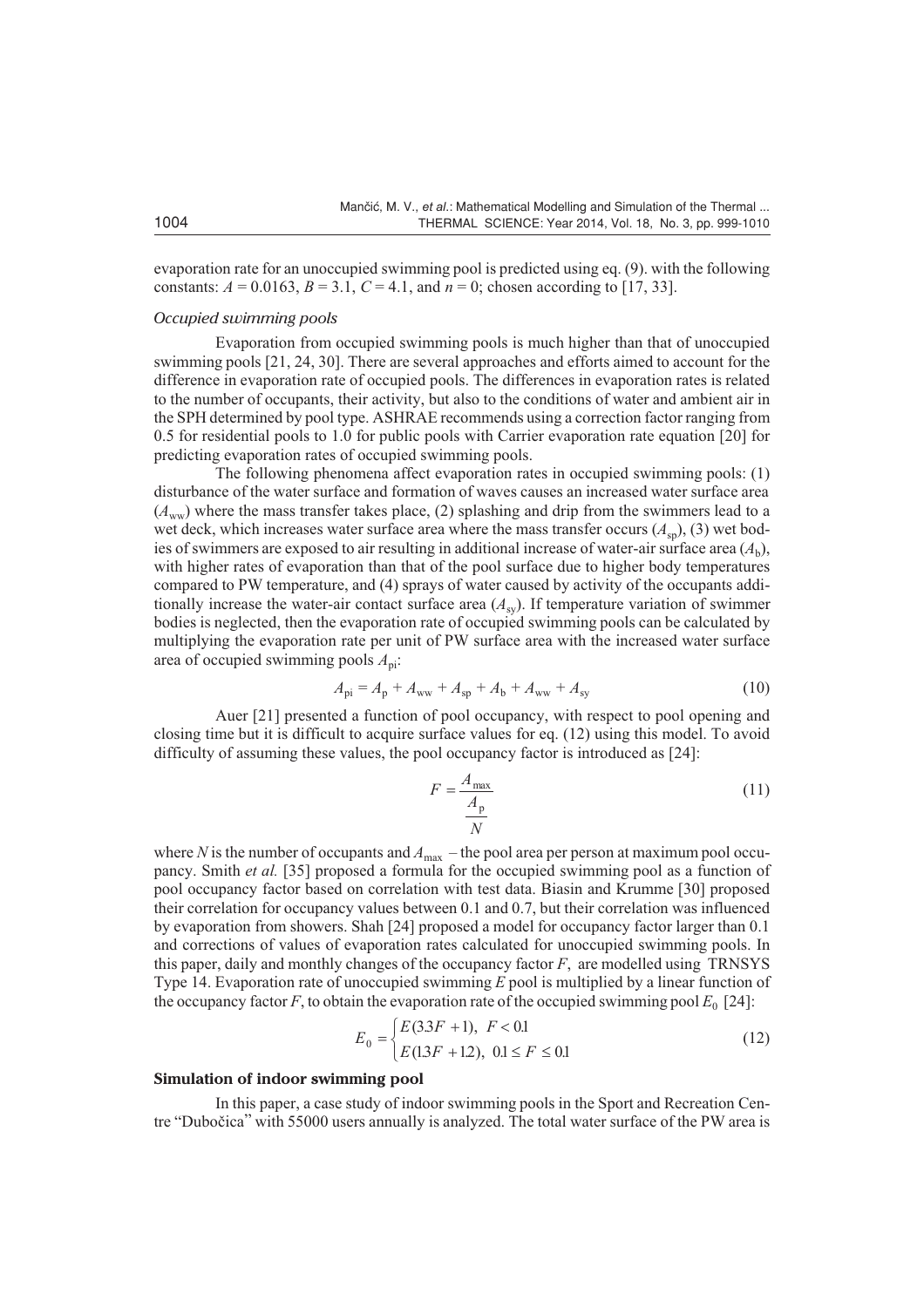evaporation rate for an unoccupied swimming pool is predicted using eq. (9). with the following constants: $A = 0.0163$, $B = 3.1$, $C = 4.1$, and $n = 0$; chosen according to [17, 33].

### *Occupied swimming pools*

Evaporation from occupied swimming pools is much higher than that of unoccupied swimming pools [21, 24, 30]. There are several approaches and efforts aimed to account for the difference in evaporation rate of occupied pools. The differences in evaporation rates is related to the number of occupants, their activity, but also to the conditions of water and ambient air in the SPH determined by pool type. ASHRAE recommends using a correction factor ranging from 0.5 for residential pools to 1.0 for public pools with Carrier evaporation rate equation [20] for predicting evaporation rates of occupied swimming pools.

The following phenomena affect evaporation rates in occupied swimming pools: (1) disturbance of the water surface and formation of waves causes an increased water surface area ($A_{ww}$) where the mass transfer takes place, (2) splashing and drip from the swimmers lead to a wet deck, which increases water surface area where the mass transfer occurs ($A_{sp}$), (3) wet bodies of swimmers are exposed to air resulting in additional increase of water-air surface area ($A_b$), with higher rates of evaporation than that of the pool surface due to higher body temperatures compared to PW temperature, and (4) sprays of water caused by activity of the occupants additionally increase the water-air contact surface area ($A_{sy}$). If temperature variation of swimmer bodies is neglected, then the evaporation rate of occupied swimming pools can be calculated by multiplying the evaporation rate per unit of PW surface area with the increased water surface area of occupied swimming pools $A_{pi}$:

$$A_{pi} = A_p + A_{ww} + A_{sp} + A_b + A_{ww} + A_{sy} \tag{10}$$

Auer [21] presented a function of pool occupancy, with respect to pool opening and closing time but it is difficult to acquire surface values for eq. (12) using this model. To avoid difficulty of assuming these values, the pool occupancy factor is introduced as [24]:

$$F = \frac{A_{max}}{\dfrac{A_p}{N}} \tag{11}$$

where $N$ is the number of occupants and $A_{max}$ – the pool area per person at maximum pool occupancy. Smith *et al.* [35] proposed a formula for the occupied swimming pool as a function of pool occupancy factor based on correlation with test data. Biasin and Krumme [30] proposed their correlation for occupancy values between 0.1 and 0.7, but their correlation was influenced by evaporation from showers. Shah [24] proposed a model for occupancy factor larger than 0.1 and corrections of values of evaporation rates calculated for unoccupied swimming pools. In this paper, daily and monthly changes of the occupancy factor $F$, are modelled using TRNSYS Type 14. Evaporation rate of unoccupied swimming $E$ pool is multiplied by a linear function of the occupancy factor $F$, to obtain the evaporation rate of the occupied swimming pool $E_0$ [24]:

$$E_0 = \begin{cases} E(3.3F + 1), & F < 0.1 \\ E(1.3F + 1.2), & 0.1 \le F \le 0.1 \end{cases} \tag{12}$$

## Simulation of indoor swimming pool

In this paper, a case study of indoor swimming pools in the Sport and Recreation Centre "Dubočica" with 55000 users annually is analyzed. The total water surface of the PW area is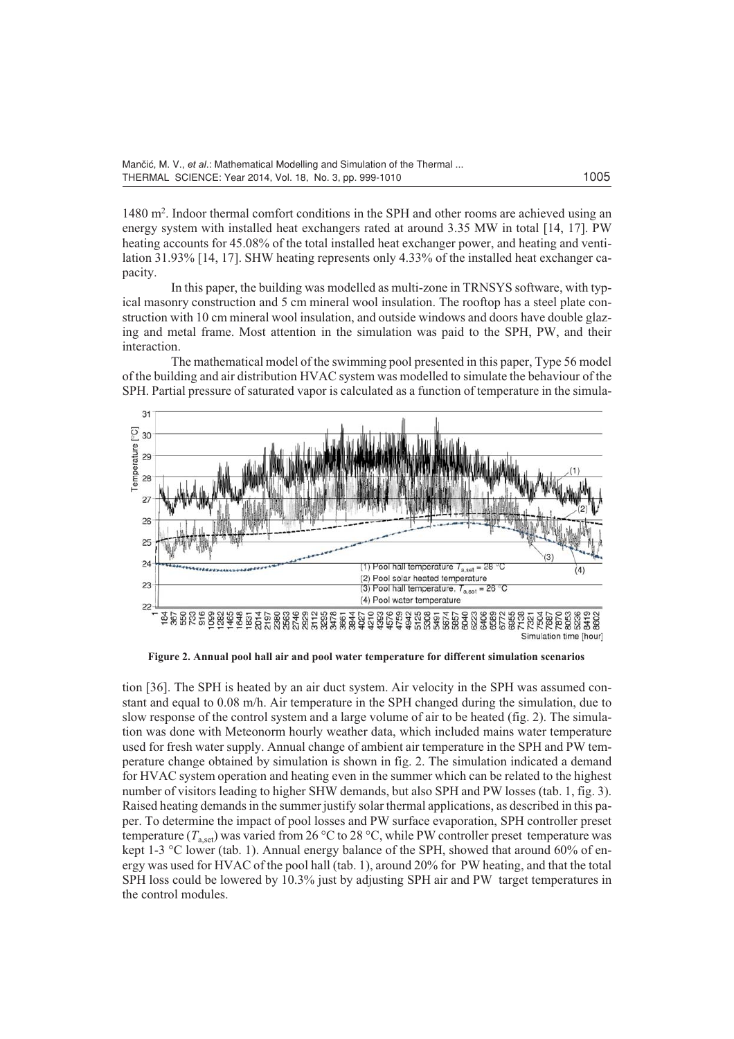1480 m$^2$. Indoor thermal comfort conditions in the SPH and other rooms are achieved using an energy system with installed heat exchangers rated at around 3.35 MW in total [14, 17]. PW heating accounts for 45.08% of the total installed heat exchanger power, and heating and ventilation 31.93% [14, 17]. SHW heating represents only 4.33% of the installed heat exchanger capacity.

In this paper, the building was modelled as multi-zone in TRNSYS software, with typical masonry construction and 5 cm mineral wool insulation. The rooftop has a steel plate construction with 10 cm mineral wool insulation, and outside windows and doors have double glazing and metal frame. Most attention in the simulation was paid to the SPH, PW, and their interaction.

The mathematical model of the swimming pool presented in this paper, Type 56 model of the building and air distribution HVAC system was modelled to simulate the behaviour of the SPH. Partial pressure of saturated vapor is calculated as a function of temperature in the simulation [36]. The SPH is heated by an air duct system. Air velocity in the SPH was assumed constant and equal to 0.08 m/h. Air temperature in the SPH changed during the simulation, due to slow response of the control system and a large volume of air to be heated (fig. 2). The simulation was done with Meteonorm hourly weather data, which included mains water temperature used for fresh water supply. Annual change of ambient air temperature in the SPH and PW temperature change obtained by simulation is shown in fig. 2. The simulation indicated a demand for HVAC system operation and heating even in the summer which can be related to the highest number of visitors leading to higher SHW demands, but also SPH and PW losses (tab. 1, fig. 3). Raised heating demands in the summer justify solar thermal applications, as described in this paper. To determine the impact of pool losses and PW surface evaporation, SPH controller preset temperature ($T_{a,set}$) was varied from 26 °C to 28 °C, while PW controller preset temperature was kept 1-3 °C lower (tab. 1). Annual energy balance of the SPH, showed that around 60% of energy was used for HVAC of the pool hall (tab. 1), around 20% for PW heating, and that the total SPH loss could be lowered by 10.3% just by adjusting SPH air and PW target temperatures in the control modules.

**Figure 2. Annual pool hall air and pool water temperature for different simulation scenarios**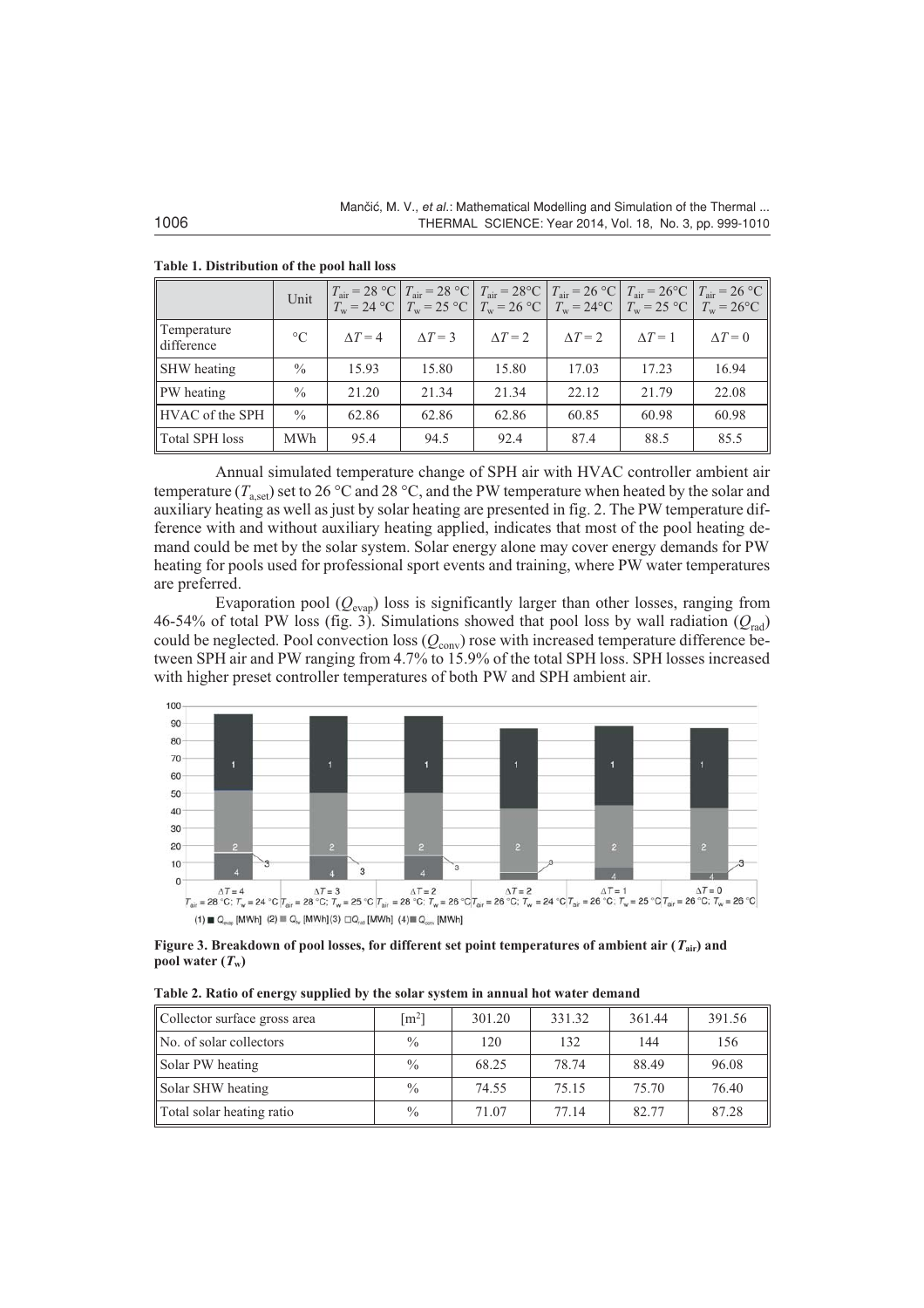**Table 1. Distribution of the pool hall loss**

| | Unit | $T_{air}$ = 28 °C $T_w$ = 24 °C | $T_{air}$ = 28 °C $T_w$ = 25 °C | $T_{air}$ = 28°C $T_w$ = 26 °C | $T_{air}$ = 26 °C $T_w$ = 24°C | $T_{air}$ = 26°C $T_w$ = 25 °C | $T_{air}$ = 26 °C $T_w$ = 26°C |
|---|---|---|---|---|---|---|---|
| Temperature difference | °C | $\Delta T = 4$ | $\Delta T = 3$ | $\Delta T = 2$ | $\Delta T = 2$ | $\Delta T = 1$ | $\Delta T = 0$ |
| SHW heating | % | 15.93 | 15.80 | 15.80 | 17.03 | 17.23 | 16.94 |
| PW heating | % | 21.20 | 21.34 | 21.34 | 22.12 | 21.79 | 22.08 |
| HVAC of the SPH | % | 62.86 | 62.86 | 62.86 | 60.85 | 60.98 | 60.98 |
| Total SPH loss | MWh | 95.4 | 94.5 | 92.4 | 87.4 | 88.5 | 85.5 |

Annual simulated temperature change of SPH air with HVAC controller ambient air temperature ($T_{a,set}$) set to 26 °C and 28 °C, and the PW temperature when heated by the solar and auxiliary heating as well as just by solar heating are presented in fig. 2. The PW temperature difference with and without auxiliary heating applied, indicates that most of the pool heating demand could be met by the solar system. Solar energy alone may cover energy demands for PW heating for pools used for professional sport events and training, where PW water temperatures are preferred.

Evaporation pool ($Q_{evap}$) loss is significantly larger than other losses, ranging from 46-54% of total PW loss (fig. 3). Simulations showed that pool loss by wall radiation ($Q_{rad}$) could be neglected. Pool convection loss ($Q_{conv}$) rose with increased temperature difference between SPH air and PW ranging from 4.7% to 15.9% of the total SPH loss. SPH losses increased with higher preset controller temperatures of both PW and SPH ambient air.

**Figure 3. Breakdown of pool losses, for different set point temperatures of ambient air ($T_{air}$) and pool water ($T_w$)**

**Table 2. Ratio of energy supplied by the solar system in annual hot water demand**

| Collector surface gross area | [m$^2$] | 301.20 | 331.32 | 361.44 | 391.56 |
|---|---|---|---|---|---|
| No. of solar collectors | % | 120 | 132 | 144 | 156 |
| Solar PW heating | % | 68.25 | 78.74 | 88.49 | 96.08 |
| Solar SHW heating | % | 74.55 | 75.15 | 75.70 | 76.40 |
| Total solar heating ratio | % | 71.07 | 77.14 | 82.77 | 87.28 |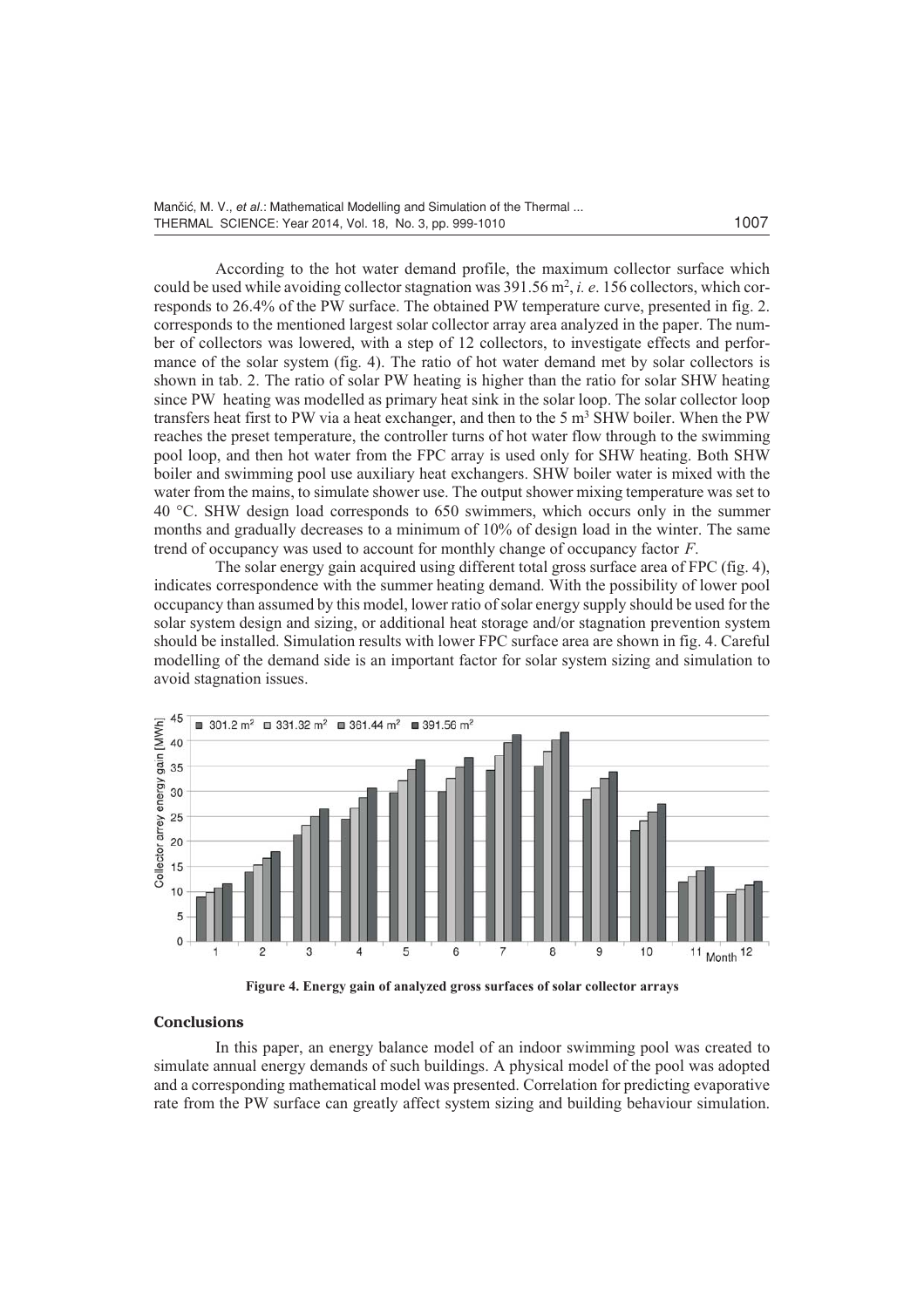According to the hot water demand profile, the maximum collector surface which could be used while avoiding collector stagnation was 391.56 m$^2$, *i. e*. 156 collectors, which corresponds to 26.4% of the PW surface. The obtained PW temperature curve, presented in fig. 2. corresponds to the mentioned largest solar collector array area analyzed in the paper. The number of collectors was lowered, with a step of 12 collectors, to investigate effects and performance of the solar system (fig. 4). The ratio of hot water demand met by solar collectors is shown in tab. 2. The ratio of solar PW heating is higher than the ratio for solar SHW heating since PW heating was modelled as primary heat sink in the solar loop. The solar collector loop transfers heat first to PW via a heat exchanger, and then to the 5 m$^3$ SHW boiler. When the PW reaches the preset temperature, the controller turns of hot water flow through to the swimming pool loop, and then hot water from the FPC array is used only for SHW heating. Both SHW boiler and swimming pool use auxiliary heat exchangers. SHW boiler water is mixed with the water from the mains, to simulate shower use. The output shower mixing temperature was set to 40 °C. SHW design load corresponds to 650 swimmers, which occurs only in the summer months and gradually decreases to a minimum of 10% of design load in the winter. The same trend of occupancy was used to account for monthly change of occupancy factor $F$.

The solar energy gain acquired using different total gross surface area of FPC (fig. 4), indicates correspondence with the summer heating demand. With the possibility of lower pool occupancy than assumed by this model, lower ratio of solar energy supply should be used for the solar system design and sizing, or additional heat storage and/or stagnation prevention system should be installed. Simulation results with lower FPC surface area are shown in fig. 4. Careful modelling of the demand side is an important factor for solar system sizing and simulation to avoid stagnation issues.

**Figure 4. Energy gain of analyzed gross surfaces of solar collector arrays**

## Conclusions

In this paper, an energy balance model of an indoor swimming pool was created to simulate annual energy demands of such buildings. A physical model of the pool was adopted and a corresponding mathematical model was presented. Correlation for predicting evaporative rate from the PW surface can greatly affect system sizing and building behaviour simulation.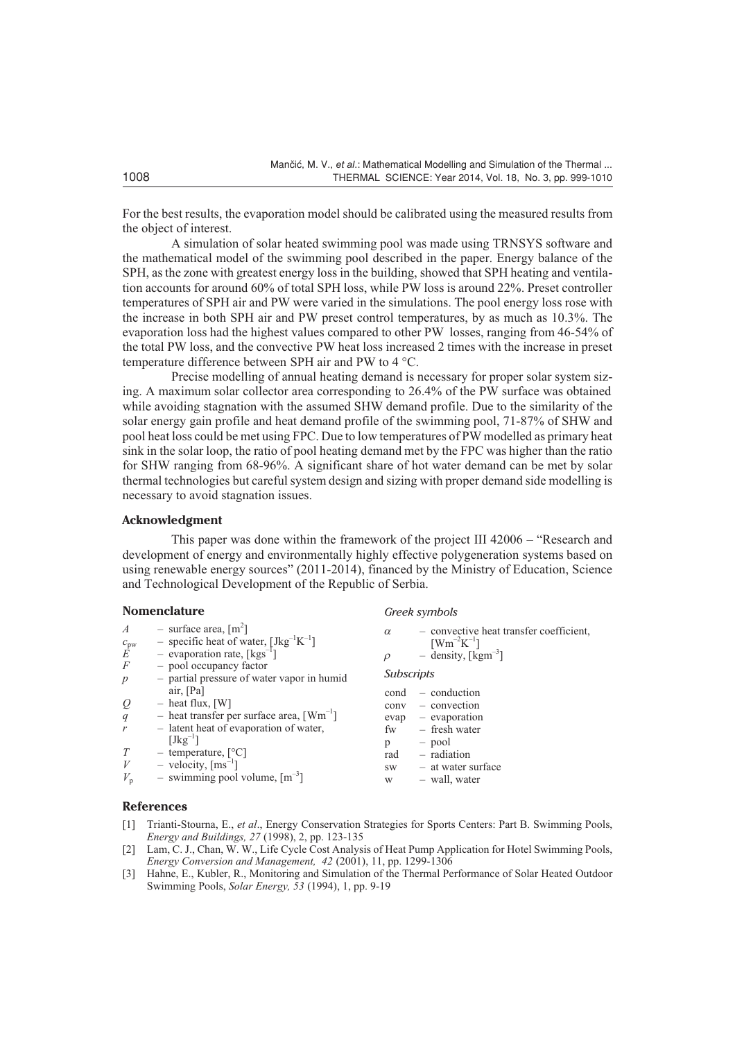For the best results, the evaporation model should be calibrated using the measured results from the object of interest.

A simulation of solar heated swimming pool was made using TRNSYS software and the mathematical model of the swimming pool described in the paper. Energy balance of the SPH, as the zone with greatest energy loss in the building, showed that SPH heating and ventilation accounts for around 60% of total SPH loss, while PW loss is around 22%. Preset controller temperatures of SPH air and PW were varied in the simulations. The pool energy loss rose with the increase in both SPH air and PW preset control temperatures, by as much as 10.3%. The evaporation loss had the highest values compared to other PW losses, ranging from 46-54% of the total PW loss, and the convective PW heat loss increased 2 times with the increase in preset temperature difference between SPH air and PW to 4 °C.

Precise modelling of annual heating demand is necessary for proper solar system sizing. A maximum solar collector area corresponding to 26.4% of the PW surface was obtained while avoiding stagnation with the assumed SHW demand profile. Due to the similarity of the solar energy gain profile and heat demand profile of the swimming pool, 71-87% of SHW and pool heat loss could be met using FPC. Due to low temperatures of PW modelled as primary heat sink in the solar loop, the ratio of pool heating demand met by the FPC was higher than the ratio for SHW ranging from 68-96%. A significant share of hot water demand can be met by solar thermal technologies but careful system design and sizing with proper demand side modelling is necessary to avoid stagnation issues.

## Acknowledgment

This paper was done within the framework of the project III 42006 – "Research and development of energy and environmentally highly effective polygeneration systems based on using renewable energy sources" (2011-2014), financed by the Ministry of Education, Science and Technological Development of the Republic of Serbia.

## Nomenclature

- $A$ – surface area, [$m^2$]
- $c_{pw}$ – specific heat of water, [$Jkg^{-1}K^{-1}$]
- $E$ – evaporation rate, [$kgs^{-1}$]
- $F$ – pool occupancy factor
- $p$ – partial pressure of water vapor in humid air, [Pa]
- $Q$ – heat flux, [W]
- $q$ – heat transfer per surface area, [$Wm^{-1}$]
- $r$ – latent heat of evaporation of water, [$Jkg^{-1}$]
- $T$ – temperature, [°C]
- $V$ – velocity, [$ms^{-1}$]
- $V_p$ – swimming pool volume, [$m^{-3}$]

*Greek symbols*

- $\alpha$ – convective heat transfer coefficient, [$Wm^{-2}K^{-1}$]
- $\rho$ – density, [$kgm^{-3}$]

*Subscripts*

- cond – conduction
- conv – convection
- evap – evaporation
- fw – fresh water
- p – pool
- rad – radiation
- sw – at water surface
- w – wall, water

## References

[1] Trianti-Stourna, E., *et al*., Energy Conservation Strategies for Sports Centers: Part B. Swimming Pools, *Energy and Buildings, 27* (1998), 2, pp. 123-135

[2] Lam, C. J., Chan, W. W., Life Cycle Cost Analysis of Heat Pump Application for Hotel Swimming Pools, *Energy Conversion and Management, 42* (2001), 11, pp. 1299-1306

[3] Hahne, E., Kubler, R., Monitoring and Simulation of the Thermal Performance of Solar Heated Outdoor Swimming Pools, *Solar Energy, 53* (1994), 1, pp. 9-19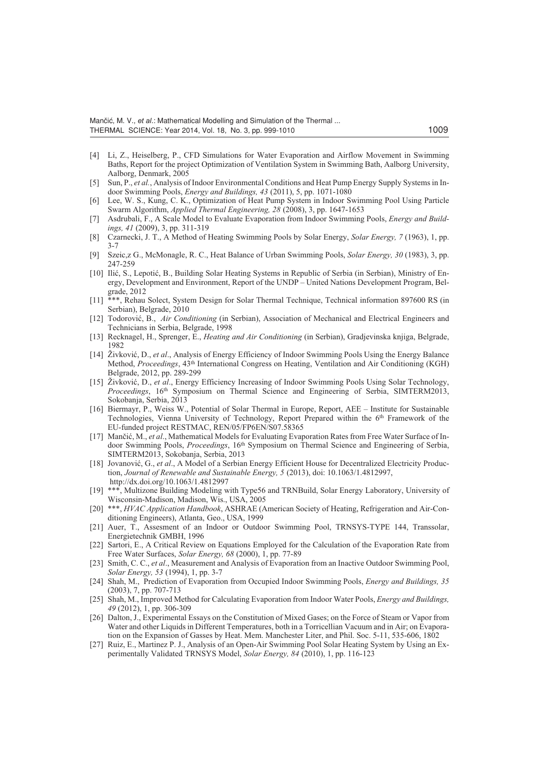- [4] Li, Z., Heiselberg, P., CFD Simulations for Water Evaporation and Airflow Movement in Swimming Baths, Report for the project Optimization of Ventilation System in Swimming Bath, Aalborg University, Aalborg, Denmark, 2005
- [5] Sun, P., *et al.*, Analysis of Indoor Environmental Conditions and Heat Pump Energy Supply Systems in Indoor Swimming Pools, *Energy and Buildings, 43* (2011), 5, pp. 1071-1080
- [6] Lee, W. S., Kung, C. K., Optimization of Heat Pump System in Indoor Swimming Pool Using Particle Swarm Algorithm, *Applied Thermal Engineering, 28* (2008), 3, pp. 1647-1653
- [7] Asdrubali, F., A Scale Model to Evaluate Evaporation from Indoor Swimming Pools, *Energy and Buildings, 41* (2009), 3, pp. 311-319
- [8] Czarnecki, J. T., A Method of Heating Swimming Pools by Solar Energy, *Solar Energy, 7* (1963), 1, pp. 3-7
- [9] Szeic,z G., McMonagle, R. C., Heat Balance of Urban Swimming Pools, *Solar Energy, 30* (1983), 3, pp. 247-259
- [10] Ilić, S., Lepotić, B., Building Solar Heating Systems in Republic of Serbia (in Serbian), Ministry of Energy, Development and Environment, Report of the UNDP – United Nations Development Program, Belgrade, 2012
- [11] \*\*\*, Rehau Solect, System Design for Solar Thermal Technique, Technical information 897600 RS (in Serbian), Belgrade, 2010
- [12] Todorović, B., *Air Conditioning* (in Serbian), Association of Mechanical and Electrical Engineers and Technicians in Serbia, Belgrade, 1998
- [13] Recknagel, H., Sprenger, E., *Heating and Air Conditioning* (in Serbian), Gradjevinska knjiga, Belgrade, 1982
- [14] Živković, D., *et al*., Analysis of Energy Efficiency of Indoor Swimming Pools Using the Energy Balance Method, *Proceedings*, 43th International Congress on Heating, Ventilation and Air Conditioning (KGH) Belgrade, 2012, pp. 289-299
- [15] Živković, D., *et al*., Energy Efficiency Increasing of Indoor Swimming Pools Using Solar Technology, *Proceedings*, 16th Symposium on Thermal Science and Engineering of Serbia, SIMTERM2013, Sokobanja, Serbia, 2013
- [16] Biermayr, P., Weiss W., Potential of Solar Thermal in Europe, Report, AEE – Institute for Sustainable Technologies, Vienna University of Technology, Report Prepared within the 6th Framework of the EU-funded project RESTMAC, REN/05/FP6EN/S07.58365
- [17] Mančić, M., *et al*., Mathematical Models for Evaluating Evaporation Rates from Free Water Surface of Indoor Swimming Pools, *Proceedings*, 16th Symposium on Thermal Science and Engineering of Serbia, SIMTERM2013, Sokobanja, Serbia, 2013
- [18] Jovanović, G., *et al*., A Model of a Serbian Energy Efficient House for Decentralized Electricity Production, *Journal of Renewable and Sustainable Energy, 5* (2013), doi: 10.1063/1.4812997, http://dx.doi.org/10.1063/1.4812997
- [19] \*\*\*, Multizone Building Modeling with Type56 and TRNBuild, Solar Energy Laboratory, University of Wisconsin-Madison, Madison, Wis., USA, 2005
- [20] \*\*\*, *HVAC Application Handbook*, ASHRAE (American Society of Heating, Refrigeration and Air-Conditioning Engineers), Atlanta, Geo., USA, 1999
- [21] Auer, T., Assesment of an Indoor or Outdoor Swimming Pool, TRNSYS-TYPE 144, Transsolar, Energietechnik GMBH, 1996
- [22] Sartori, E., A Critical Review on Equations Employed for the Calculation of the Evaporation Rate from Free Water Surfaces, *Solar Energy, 68* (2000), 1, pp. 77-89
- [23] Smith, C. C., *et al*., Measurement and Analysis of Evaporation from an Inactive Outdoor Swimming Pool, *Solar Energy, 53* (1994), 1, pp. 3-7
- [24] Shah, M., Prediction of Evaporation from Occupied Indoor Swimming Pools, *Energy and Buildings, 35* (2003), 7, pp. 707-713
- [25] Shah, M., Improved Method for Calculating Evaporation from Indoor Water Pools, *Energy and Buildings, 49* (2012), 1, pp. 306-309
- [26] Dalton, J., Experimental Essays on the Constitution of Mixed Gases; on the Force of Steam or Vapor from Water and other Liquids in Different Temperatures, both in a Torricellian Vacuum and in Air; on Evaporation on the Expansion of Gasses by Heat. Mem. Manchester Liter, and Phil. Soc. 5-11, 535-606, 1802
- [27] Ruiz, E., Martinez P. J., Analysis of an Open-Air Swimming Pool Solar Heating System by Using an Experimentally Validated TRNSYS Model, *Solar Energy, 84* (2010), 1, pp. 116-123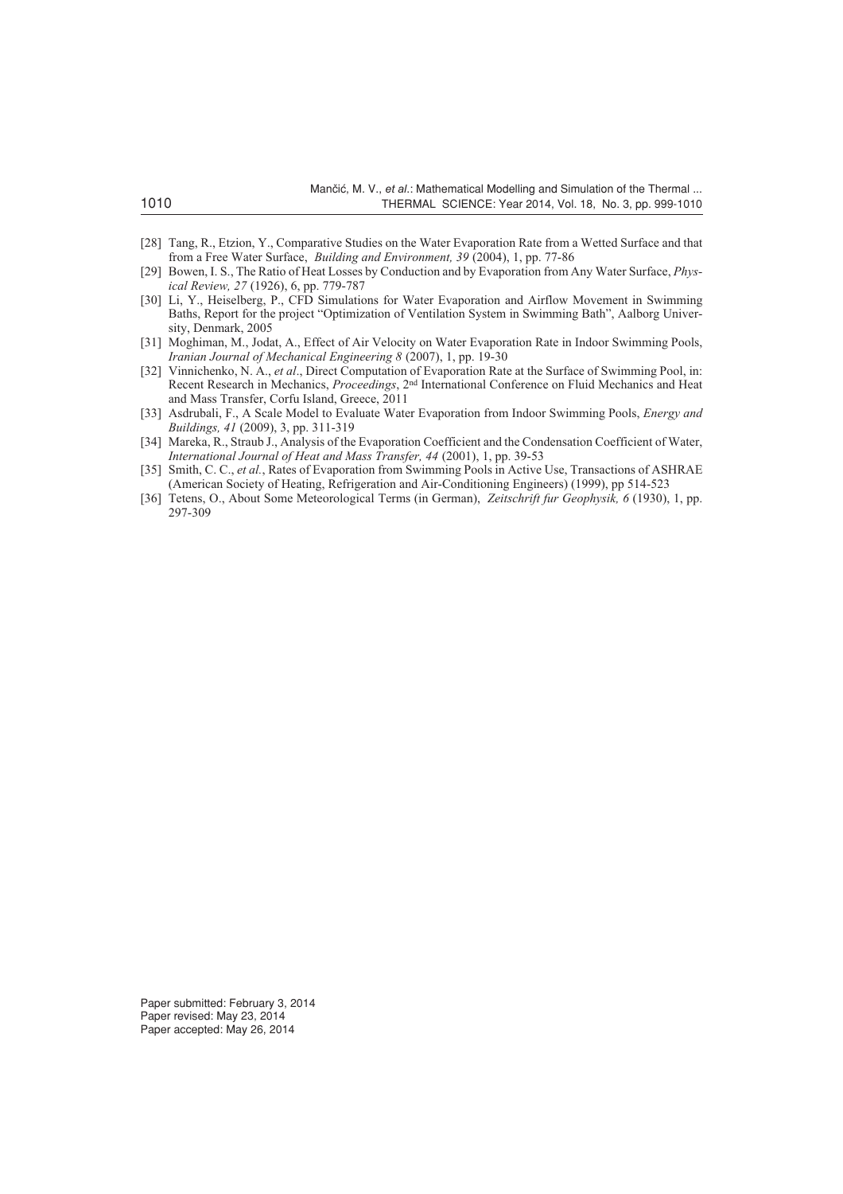[28] Tang, R., Etzion, Y., Comparative Studies on the Water Evaporation Rate from a Wetted Surface and that from a Free Water Surface, *Building and Environment, 39* (2004), 1, pp. 77-86

[29] Bowen, I. S., The Ratio of Heat Losses by Conduction and by Evaporation from Any Water Surface, *Physical Review, 27* (1926), 6, pp. 779-787

[30] Li, Y., Heiselberg, P., CFD Simulations for Water Evaporation and Airflow Movement in Swimming Baths, Report for the project "Optimization of Ventilation System in Swimming Bath", Aalborg University, Denmark, 2005

[31] Moghiman, M., Jodat, A., Effect of Air Velocity on Water Evaporation Rate in Indoor Swimming Pools, *Iranian Journal of Mechanical Engineering 8* (2007), 1, pp. 19-30

[32] Vinnichenko, N. A., *et al*., Direct Computation of Evaporation Rate at the Surface of Swimming Pool, in: Recent Research in Mechanics, *Proceedings*, 2nd International Conference on Fluid Mechanics and Heat and Mass Transfer, Corfu Island, Greece, 2011

[33] Asdrubali, F., A Scale Model to Evaluate Water Evaporation from Indoor Swimming Pools, *Energy and Buildings, 41* (2009), 3, pp. 311-319

[34] Mareka, R., Straub J., Analysis of the Evaporation Coefficient and the Condensation Coefficient of Water, *International Journal of Heat and Mass Transfer, 44* (2001), 1, pp. 39-53

[35] Smith, C. C., *et al.*, Rates of Evaporation from Swimming Pools in Active Use, Transactions of ASHRAE (American Society of Heating, Refrigeration and Air-Conditioning Engineers) (1999), pp 514-523

[36] Tetens, O., About Some Meteorological Terms (in German), *Zeitschrift fur Geophysik, 6* (1930), 1, pp. 297-309

Paper submitted: February 3, 2014
Paper revised: May 23, 2014
Paper accepted: May 26, 2014